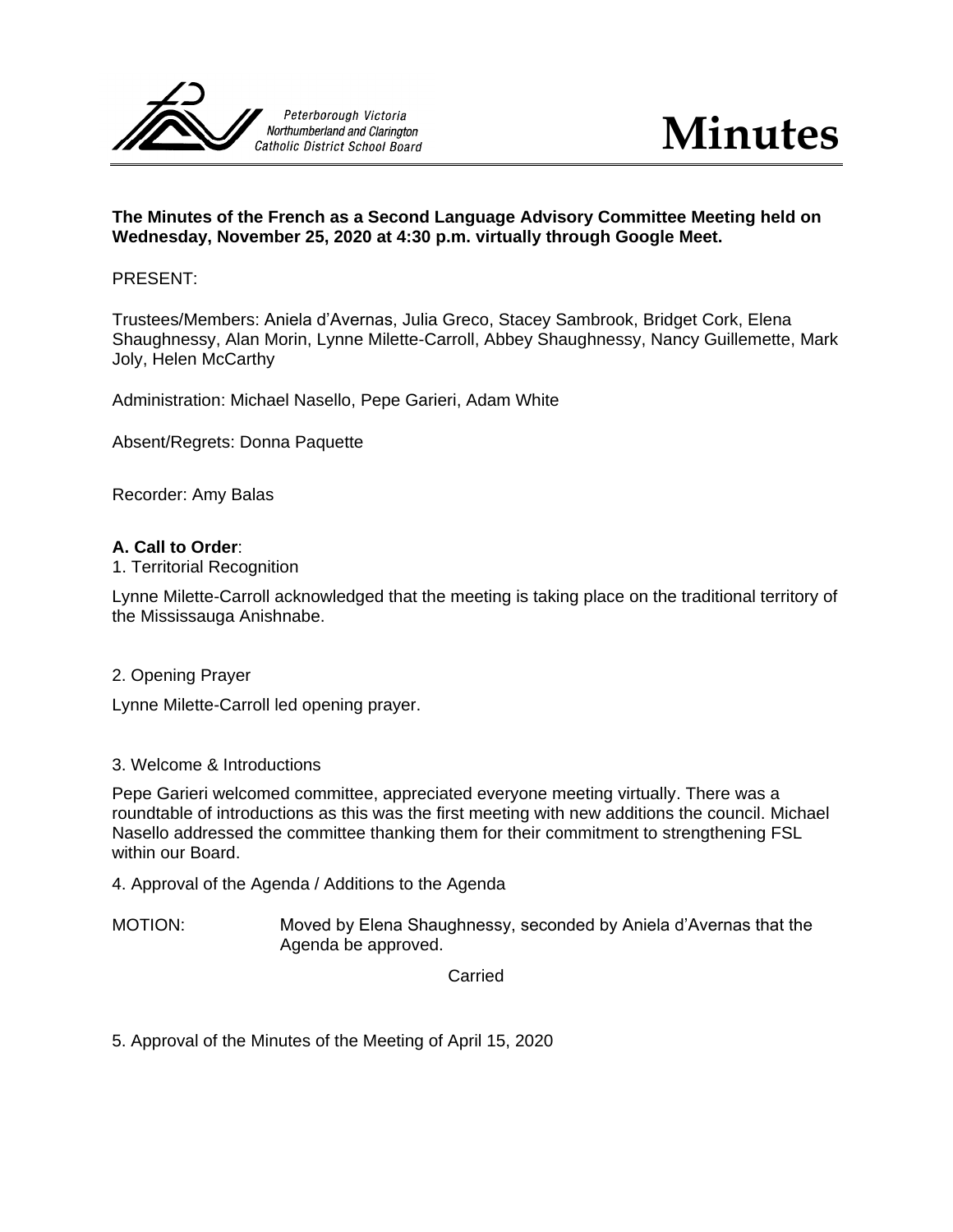Peterborough Victoria Northumberland and Clarington Catholic District School Board

# Minutes

**The Minutes of the French as a Second Language Advisory Committee Meeting held on Wednesday, November 25, 2020 at 4:30 p.m. virtually through Google Meet.**

PRESENT:

Trustees/Members: Aniela d'Avernas, Julia Greco, Stacey Sambrook, Bridget Cork, Elena Shaughnessy, Alan Morin, Lynne Milette-Carroll, Abbey Shaughnessy, Nancy Guillemette, Mark Joly, Helen McCarthy

Administration: Michael Nasello, Pepe Garieri, Adam White

Absent/Regrets: Donna Paquette

Recorder: Amy Balas

**A. Call to Order**:

1. Territorial Recognition

Lynne Milette-Carroll acknowledged that the meeting is taking place on the traditional territory of the Mississauga Anishnabe.

2. Opening Prayer

Lynne Milette-Carroll led opening prayer.

3. Welcome & Introductions

Pepe Garieri welcomed committee, appreciated everyone meeting virtually. There was a roundtable of introductions as this was the first meeting with new additions the council. Michael Nasello addressed the committee thanking them for their commitment to strengthening FSL within our Board.

4. Approval of the Agenda / Additions to the Agenda

MOTION: Moved by Elena Shaughnessy, seconded by Aniela d'Avernas that the Agenda be approved.

Carried

5. Approval of the Minutes of the Meeting of April 15, 2020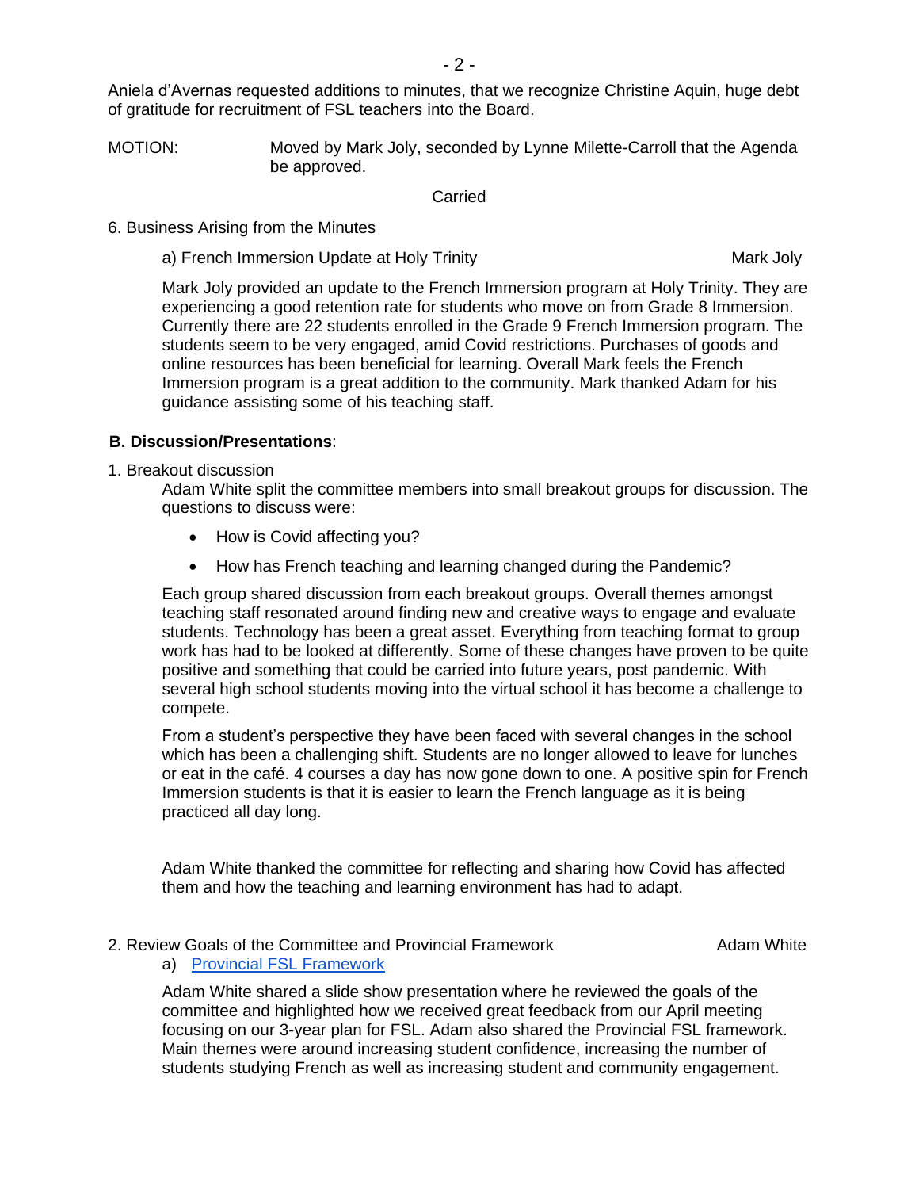Aniela d'Avernas requested additions to minutes, that we recognize Christine Aquin, huge debt of gratitude for recruitment of FSL teachers into the Board.

MOTION: Moved by Mark Joly, seconded by Lynne Milette-Carroll that the Agenda be approved.

Carried

6. Business Arising from the Minutes

a) French Immersion Update at Holy Trinity — Mark Joly

Mark Joly provided an update to the French Immersion program at Holy Trinity. They are experiencing a good retention rate for students who move on from Grade 8 Immersion. Currently there are 22 students enrolled in the Grade 9 French Immersion program. The students seem to be very engaged, amid Covid restrictions. Purchases of goods and online resources has been beneficial for learning. Overall Mark feels the French Immersion program is a great addition to the community. Mark thanked Adam for his guidance assisting some of his teaching staff.

**B. Discussion/Presentations**:

1. Breakout discussion

Adam White split the committee members into small breakout groups for discussion. The questions to discuss were:

- How is Covid affecting you?
- How has French teaching and learning changed during the Pandemic?

Each group shared discussion from each breakout groups. Overall themes amongst teaching staff resonated around finding new and creative ways to engage and evaluate students. Technology has been a great asset. Everything from teaching format to group work has had to be looked at differently. Some of these changes have proven to be quite positive and something that could be carried into future years, post pandemic. With several high school students moving into the virtual school it has become a challenge to compete.

From a student's perspective they have been faced with several changes in the school which has been a challenging shift. Students are no longer allowed to leave for lunches or eat in the café. 4 courses a day has now gone down to one. A positive spin for French Immersion students is that it is easier to learn the French language as it is being practiced all day long.

Adam White thanked the committee for reflecting and sharing how Covid has affected them and how the teaching and learning environment has had to adapt.

2. Review Goals of the Committee and Provincial Framework — Adam White

a) Provincial FSL Framework

Adam White shared a slide show presentation where he reviewed the goals of the committee and highlighted how we received great feedback from our April meeting focusing on our 3-year plan for FSL. Adam also shared the Provincial FSL framework. Main themes were around increasing student confidence, increasing the number of students studying French as well as increasing student and community engagement.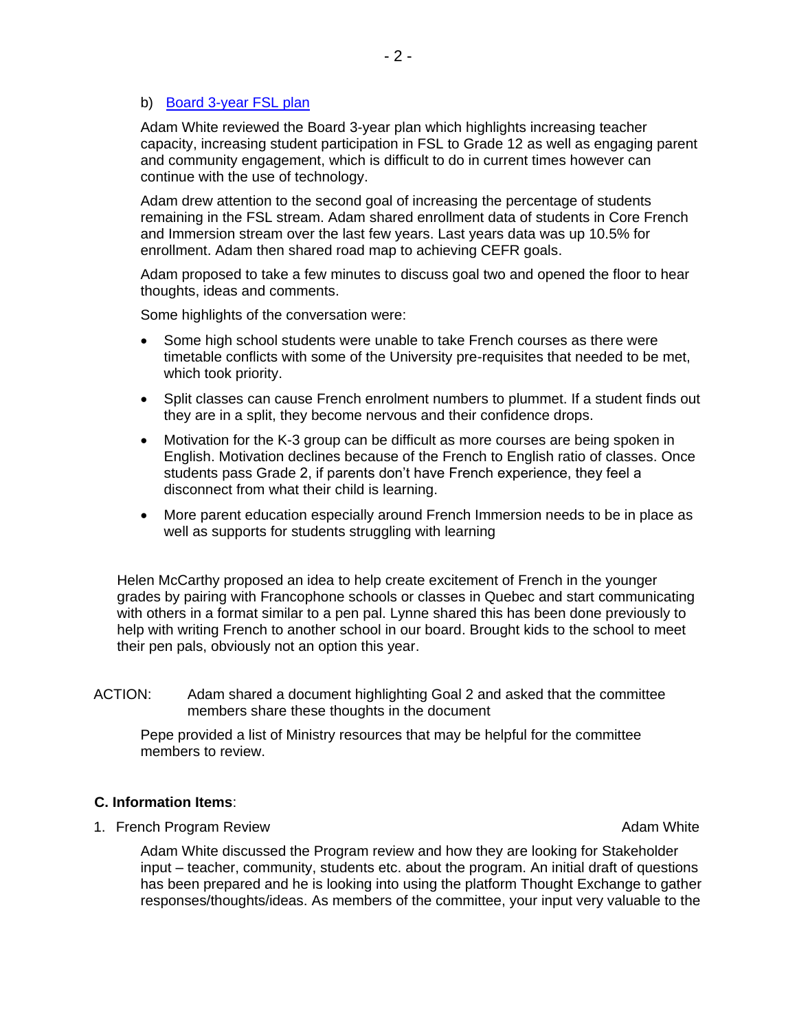b) [Board 3-year FSL plan]

Adam White reviewed the Board 3-year plan which highlights increasing teacher capacity, increasing student participation in FSL to Grade 12 as well as engaging parent and community engagement, which is difficult to do in current times however can continue with the use of technology.

Adam drew attention to the second goal of increasing the percentage of students remaining in the FSL stream. Adam shared enrollment data of students in Core French and Immersion stream over the last few years. Last years data was up 10.5% for enrollment. Adam then shared road map to achieving CEFR goals.

Adam proposed to take a few minutes to discuss goal two and opened the floor to hear thoughts, ideas and comments.

Some highlights of the conversation were:

- Some high school students were unable to take French courses as there were timetable conflicts with some of the University pre-requisites that needed to be met, which took priority.
- Split classes can cause French enrolment numbers to plummet. If a student finds out they are in a split, they become nervous and their confidence drops.
- Motivation for the K-3 group can be difficult as more courses are being spoken in English. Motivation declines because of the French to English ratio of classes. Once students pass Grade 2, if parents don't have French experience, they feel a disconnect from what their child is learning.
- More parent education especially around French Immersion needs to be in place as well as supports for students struggling with learning

Helen McCarthy proposed an idea to help create excitement of French in the younger grades by pairing with Francophone schools or classes in Quebec and start communicating with others in a format similar to a pen pal. Lynne shared this has been done previously to help with writing French to another school in our board. Brought kids to the school to meet their pen pals, obviously not an option this year.

ACTION: Adam shared a document highlighting Goal 2 and asked that the committee members share these thoughts in the document

Pepe provided a list of Ministry resources that may be helpful for the committee members to review.

**C. Information Items**:

1. French Program Review — Adam White

Adam White discussed the Program review and how they are looking for Stakeholder input – teacher, community, students etc. about the program. An initial draft of questions has been prepared and he is looking into using the platform Thought Exchange to gather responses/thoughts/ideas. As members of the committee, your input very valuable to the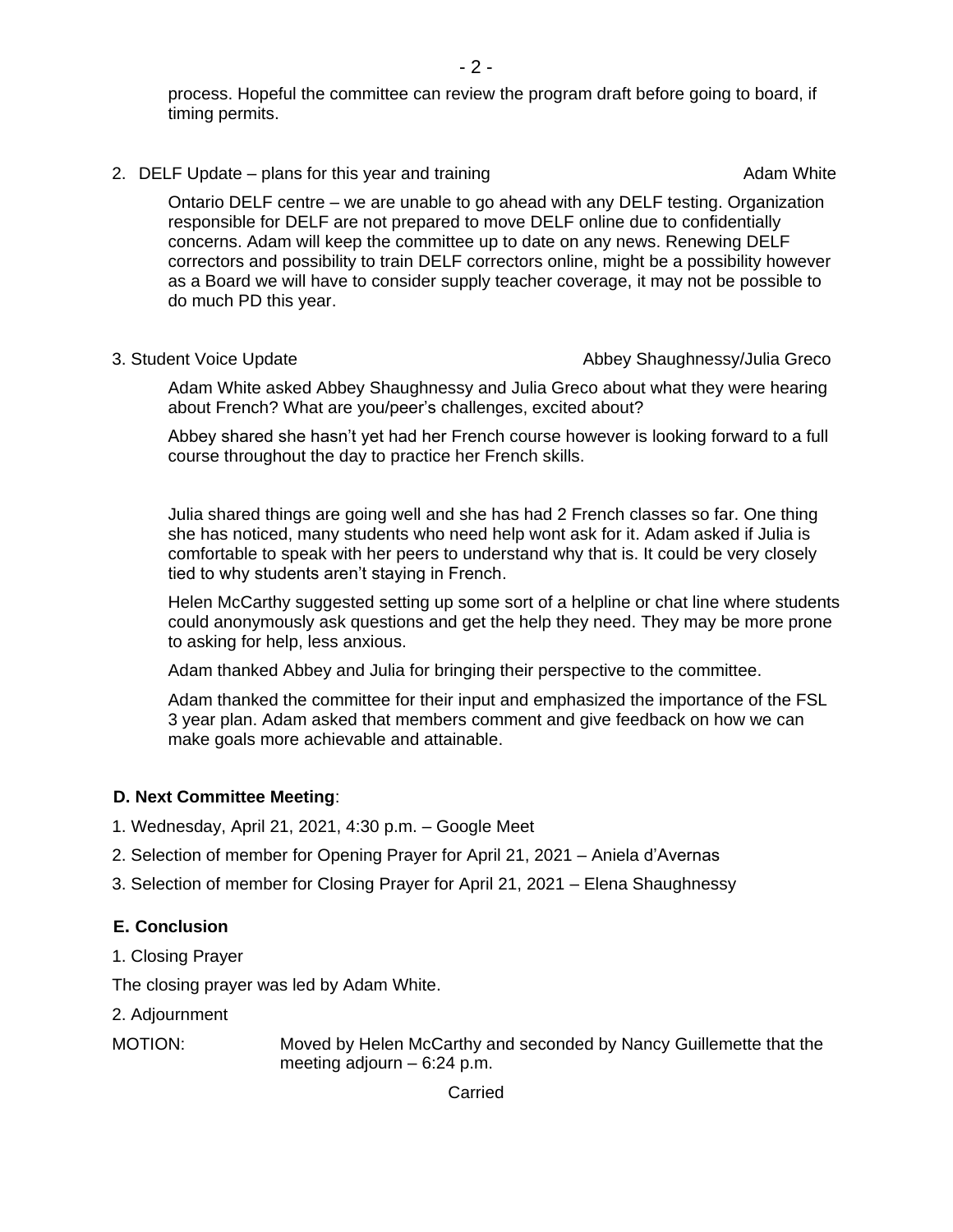process. Hopeful the committee can review the program draft before going to board, if timing permits.

2. DELF Update – plans for this year and training — Adam White

Ontario DELF centre – we are unable to go ahead with any DELF testing. Organization responsible for DELF are not prepared to move DELF online due to confidentially concerns. Adam will keep the committee up to date on any news. Renewing DELF correctors and possibility to train DELF correctors online, might be a possibility however as a Board we will have to consider supply teacher coverage, it may not be possible to do much PD this year.

3. Student Voice Update — Abbey Shaughnessy/Julia Greco

Adam White asked Abbey Shaughnessy and Julia Greco about what they were hearing about French? What are you/peer's challenges, excited about?

Abbey shared she hasn't yet had her French course however is looking forward to a full course throughout the day to practice her French skills.

Julia shared things are going well and she has had 2 French classes so far. One thing she has noticed, many students who need help wont ask for it. Adam asked if Julia is comfortable to speak with her peers to understand why that is. It could be very closely tied to why students aren't staying in French.

Helen McCarthy suggested setting up some sort of a helpline or chat line where students could anonymously ask questions and get the help they need. They may be more prone to asking for help, less anxious.

Adam thanked Abbey and Julia for bringing their perspective to the committee.

Adam thanked the committee for their input and emphasized the importance of the FSL 3 year plan. Adam asked that members comment and give feedback on how we can make goals more achievable and attainable.

### D. Next Committee Meeting:

1. Wednesday, April 21, 2021, 4:30 p.m. – Google Meet
2. Selection of member for Opening Prayer for April 21, 2021 – Aniela d'Avernas
3. Selection of member for Closing Prayer for April 21, 2021 – Elena Shaughnessy

### E. Conclusion

1. Closing Prayer

The closing prayer was led by Adam White.

2. Adjournment

MOTION: Moved by Helen McCarthy and seconded by Nancy Guillemette that the meeting adjourn – 6:24 p.m.

Carried